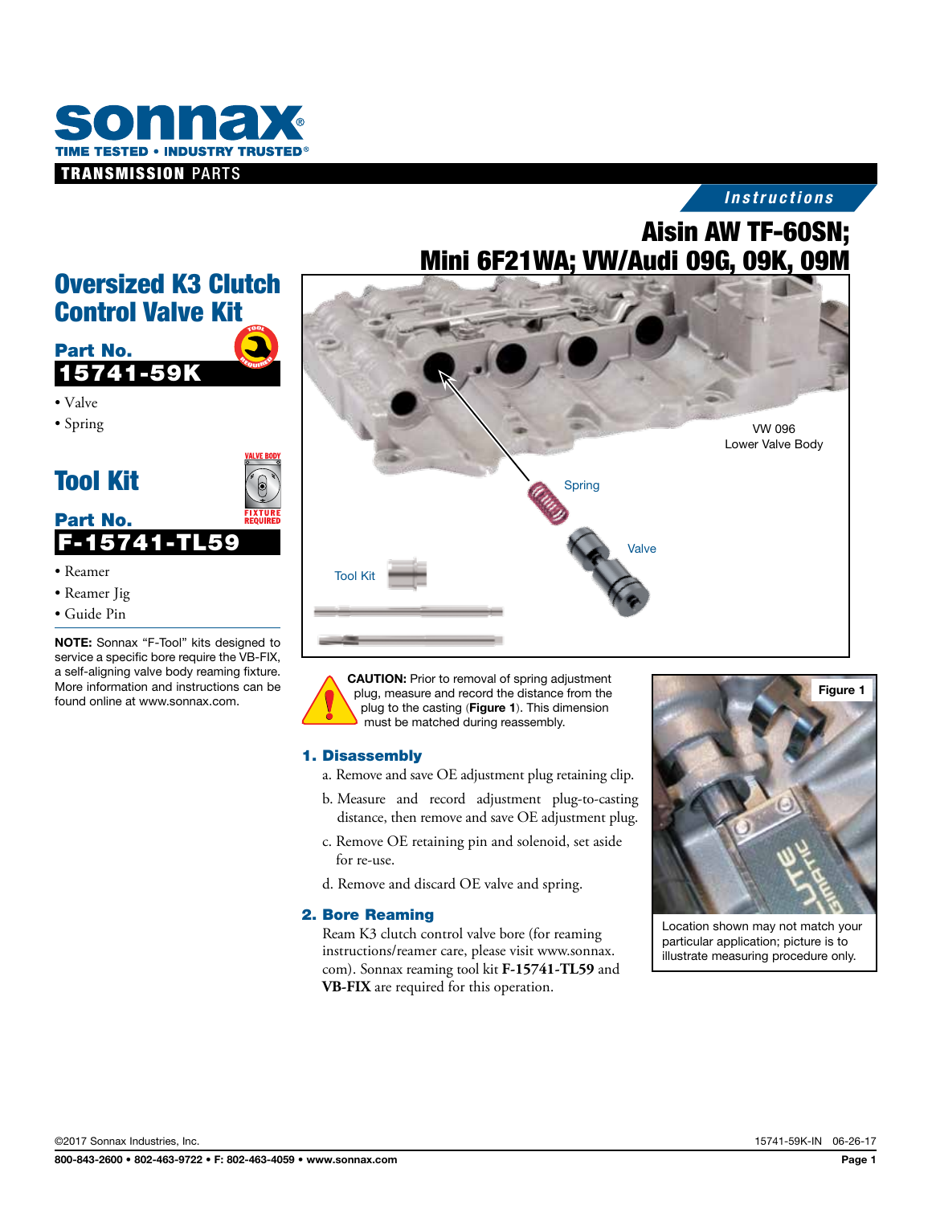# sonnax

TIME TESTED • INDUSTRY TRUSTED®

**TRANSMISSION PARTS**

*Instructions*

## Aisin AW TF-60SN; Mini 6F21WA; VW/Audi 09G, 09K, 09M

## Oversized K3 Clutch Control Valve Kit

**Part No.**

**15741-59K**

- Valve
- Spring

## Tool Kit

**Part No.**

**F-15741-TL59**

- Reamer
- Reamer Jig
- Guide Pin

**NOTE:** Sonnax "F-Tool" kits designed to service a specific bore require the VB-FIX, a self-aligning valve body reaming fixture. More information and instructions can be found online at www.sonnax.com.

VW 096 Lower Valve Body

Spring

Valve

Tool Kit

**CAUTION:** Prior to removal of spring adjustment plug, measure and record the distance from the plug to the casting (**Figure 1**). This dimension must be matched during reassembly.

### 1. Disassembly

a. Remove and save OE adjustment plug retaining clip.

b. Measure and record adjustment plug-to-casting distance, then remove and save OE adjustment plug.

c. Remove OE retaining pin and solenoid, set aside for re-use.

d. Remove and discard OE valve and spring.

### 2. Bore Reaming

Ream K3 clutch control valve bore (for reaming instructions/reamer care, please visit www.sonnax.com). Sonnax reaming tool kit **F-15741-TL59** and **VB-FIX** are required for this operation.

Figure 1

Location shown may not match your particular application; picture is to illustrate measuring procedure only.

©2017 Sonnax Industries, Inc. 15741-59K-IN 06-26-17

800-843-2600 • 802-463-9722 • F: 802-463-4059 • www.sonnax.com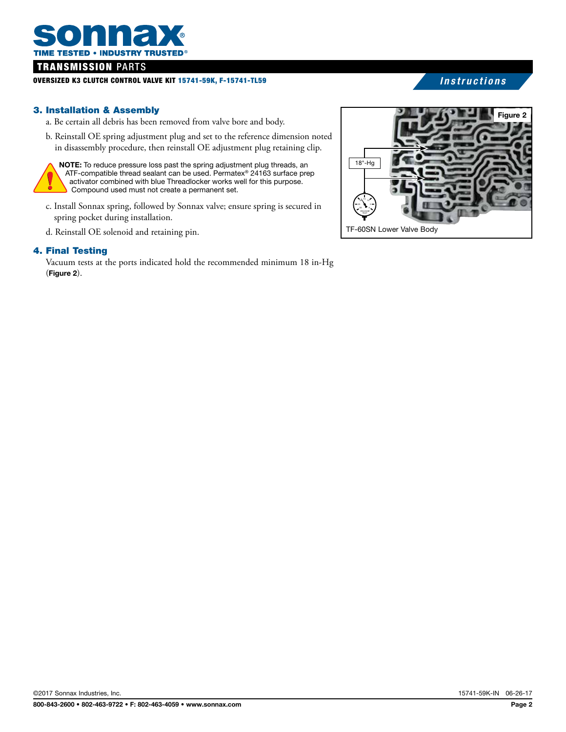OVERSIZED K3 CLUTCH CONTROL VALVE KIT 15741-59K, F-15741-TL59

### 3. Installation & Assembly

a. Be certain all debris has been removed from valve bore and body.

b. Reinstall OE spring adjustment plug and set to the reference dimension noted in disassembly procedure, then reinstall OE adjustment plug retaining clip.

**NOTE:** To reduce pressure loss past the spring adjustment plug threads, an ATF-compatible thread sealant can be used. Permatex® 24163 surface prep activator combined with blue Threadlocker works well for this purpose. Compound used must not create a permanent set.

c. Install Sonnax spring, followed by Sonnax valve; ensure spring is secured in spring pocket during installation.

d. Reinstall OE solenoid and retaining pin.

### 4. Final Testing

Vacuum tests at the ports indicated hold the recommended minimum 18 in-Hg (**Figure 2**).

**Figure 2**

18"-Hg

TF-60SN Lower Valve Body

©2017 Sonnax Industries, Inc. 15741-59K-IN 06-26-17

800-843-2600 • 802-463-9722 • F: 802-463-4059 • www.sonnax.com